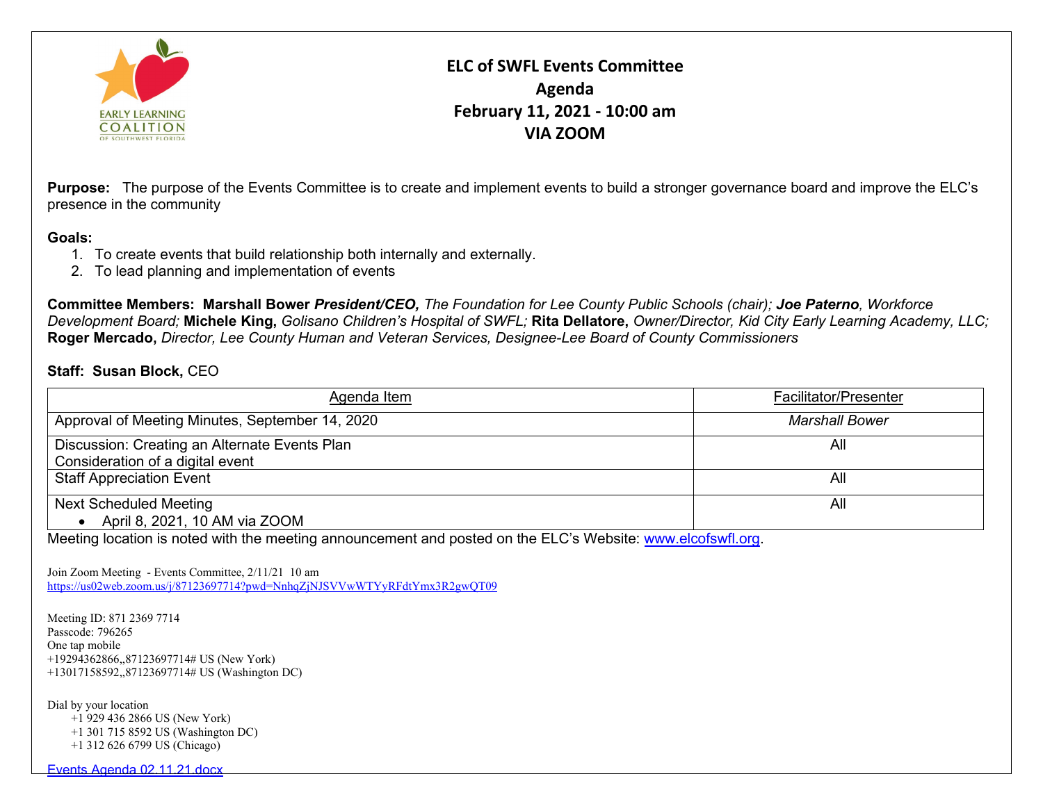# ELC of SWFL Events Committee
## Agenda
## February 11, 2021 - 10:00 am
## VIA ZOOM

**Purpose:** The purpose of the Events Committee is to create and implement events to build a stronger governance board and improve the ELC's presence in the community

**Goals:**

1. To create events that build relationship both internally and externally.
2. To lead planning and implementation of events

**Committee Members:** **Marshall Bower** ***President/CEO,*** *The Foundation for Lee County Public Schools (chair);* ***Joe Paterno****, Workforce Development Board;* **Michele King,** *Golisano Children's Hospital of SWFL;* **Rita Dellatore,** *Owner/Director, Kid City Early Learning Academy, LLC;* **Roger Mercado,** *Director, Lee County Human and Veteran Services, Designee-Lee Board of County Commissioners*

**Staff:** **Susan Block,** CEO

| Agenda Item | Facilitator/Presenter |
|---|---|
| Approval of Meeting Minutes, September 14, 2020 | *Marshall Bower* |
| Discussion: Creating an Alternate Events Plan<br>Consideration of a digital event | All |
| Staff Appreciation Event | All |
| Next Scheduled Meeting<br>• April 8, 2021, 10 AM via ZOOM | All |

Meeting location is noted with the meeting announcement and posted on the ELC's Website: www.elcofswfl.org.

Join Zoom Meeting - Events Committee, 2/11/21 10 am
https://us02web.zoom.us/j/87123697714?pwd=NnhqZjNJSVVwWTYyRFdtYmx3R2gwQT09

Meeting ID: 871 2369 7714
Passcode: 796265
One tap mobile
+19294362866,,87123697714# US (New York)
+13017158592,,87123697714# US (Washington DC)

Dial by your location
+1 929 436 2866 US (New York)
+1 301 715 8592 US (Washington DC)
+1 312 626 6799 US (Chicago)

Events Agenda 02.11.21.docx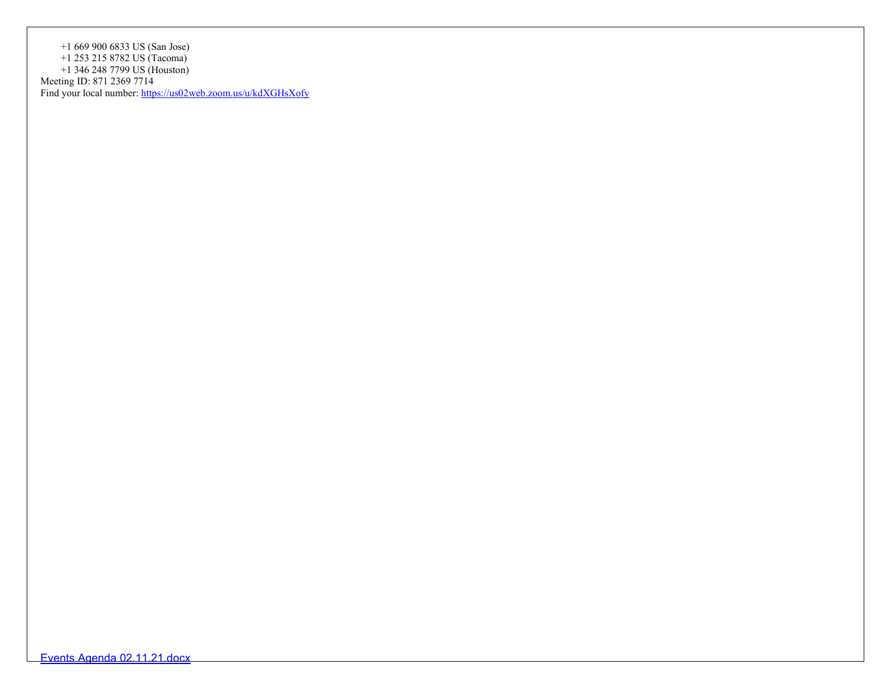+1 669 900 6833 US (San Jose)
+1 253 215 8782 US (Tacoma)
+1 346 248 7799 US (Houston)

Meeting ID: 871 2369 7714

Find your local number: https://us02web.zoom.us/u/kdXGHsXofy

Events Agenda 02.11.21.docx